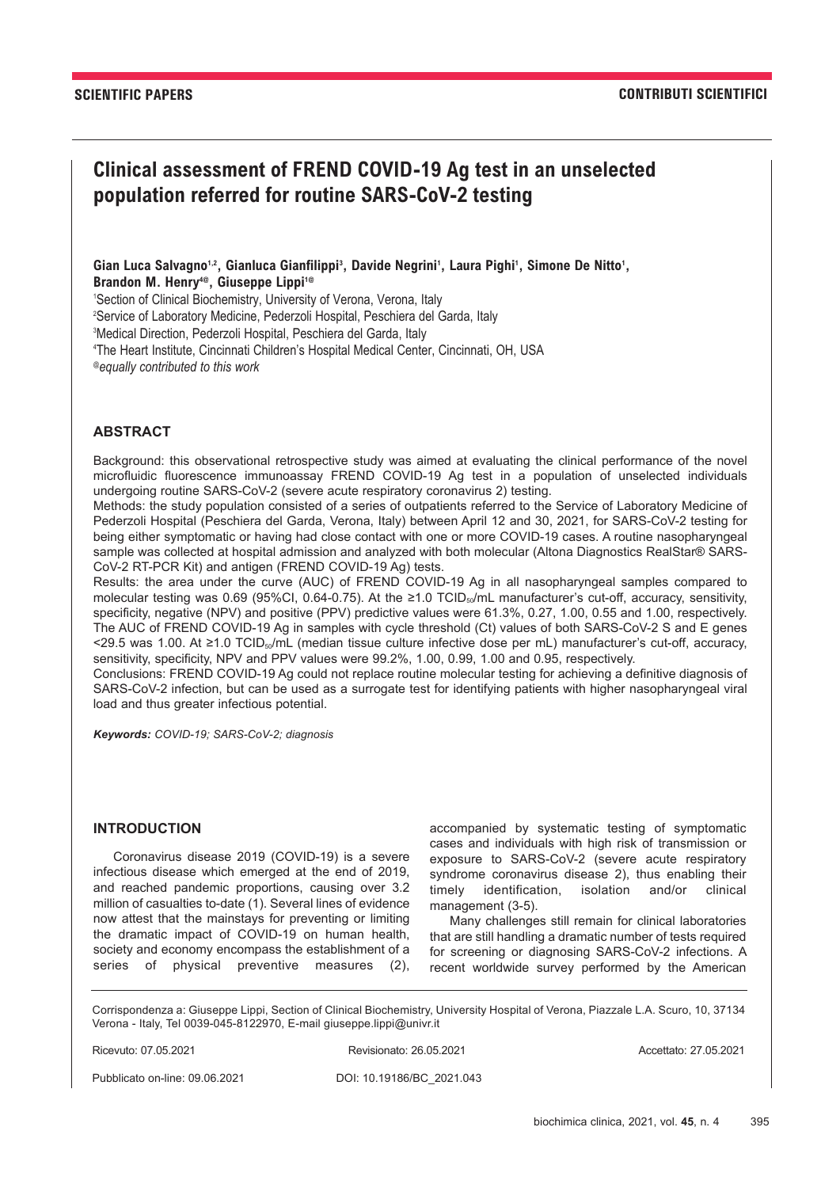SCIENTIFIC PAPERS | CONTRIBUTI SCIENTIFICI

# Clinical assessment of FREND COVID-19 Ag test in an unselected population referred for routine SARS-CoV-2 testing

**Gian Luca Salvagno[1,2], Gianluca Gianfilippi[3], Davide Negrini[1], Laura Pighi[1], Simone De Nitto[1], Brandon M. Henry[4@], Giuseppe Lippi[1@]**

[1]Section of Clinical Biochemistry, University of Verona, Verona, Italy
[2]Service of Laboratory Medicine, Pederzoli Hospital, Peschiera del Garda, Italy
[3]Medical Direction, Pederzoli Hospital, Peschiera del Garda, Italy
[4]The Heart Institute, Cincinnati Children's Hospital Medical Center, Cincinnati, OH, USA
[@]*equally contributed to this work*

## ABSTRACT

Background: this observational retrospective study was aimed at evaluating the clinical performance of the novel microfluidic fluorescence immunoassay FREND COVID-19 Ag test in a population of unselected individuals undergoing routine SARS-CoV-2 (severe acute respiratory coronavirus 2) testing.

Methods: the study population consisted of a series of outpatients referred to the Service of Laboratory Medicine of Pederzoli Hospital (Peschiera del Garda, Verona, Italy) between April 12 and 30, 2021, for SARS-CoV-2 testing for being either symptomatic or having had close contact with one or more COVID-19 cases. A routine nasopharyngeal sample was collected at hospital admission and analyzed with both molecular (Altona Diagnostics RealStar® SARS-CoV-2 RT-PCR Kit) and antigen (FREND COVID-19 Ag) tests.

Results: the area under the curve (AUC) of FREND COVID-19 Ag in all nasopharyngeal samples compared to molecular testing was 0.69 (95%CI, 0.64-0.75). At the ≥1.0 $TCID_{50}$/mL manufacturer's cut-off, accuracy, sensitivity, specificity, negative (NPV) and positive (PPV) predictive values were 61.3%, 0.27, 1.00, 0.55 and 1.00, respectively. The AUC of FREND COVID-19 Ag in samples with cycle threshold (Ct) values of both SARS-CoV-2 S and E genes <29.5 was 1.00. At ≥1.0 $TCID_{50}$/mL (median tissue culture infective dose per mL) manufacturer's cut-off, accuracy, sensitivity, specificity, NPV and PPV values were 99.2%, 1.00, 0.99, 1.00 and 0.95, respectively.

Conclusions: FREND COVID-19 Ag could not replace routine molecular testing for achieving a definitive diagnosis of SARS-CoV-2 infection, but can be used as a surrogate test for identifying patients with higher nasopharyngeal viral load and thus greater infectious potential.

***Keywords:** COVID-19; SARS-CoV-2; diagnosis*

## INTRODUCTION

Coronavirus disease 2019 (COVID-19) is a severe infectious disease which emerged at the end of 2019, and reached pandemic proportions, causing over 3.2 million of casualties to-date (1). Several lines of evidence now attest that the mainstays for preventing or limiting the dramatic impact of COVID-19 on human health, society and economy encompass the establishment of a series of physical preventive measures (2), accompanied by systematic testing of symptomatic cases and individuals with high risk of transmission or exposure to SARS-CoV-2 (severe acute respiratory syndrome coronavirus disease 2), thus enabling their timely identification, isolation and/or clinical management (3-5).

Many challenges still remain for clinical laboratories that are still handling a dramatic number of tests required for screening or diagnosing SARS-CoV-2 infections. A recent worldwide survey performed by the American

Corrispondenza a: Giuseppe Lippi, Section of Clinical Biochemistry, University Hospital of Verona, Piazzale L.A. Scuro, 10, 37134 Verona - Italy, Tel 0039-045-8122970, E-mail giuseppe.lippi@univr.it

Ricevuto: 07.05.2021 Revisionato: 26.05.2021 Accettato: 27.05.2021

Pubblicato on-line: 09.06.2021 DOI: 10.19186/BC_2021.043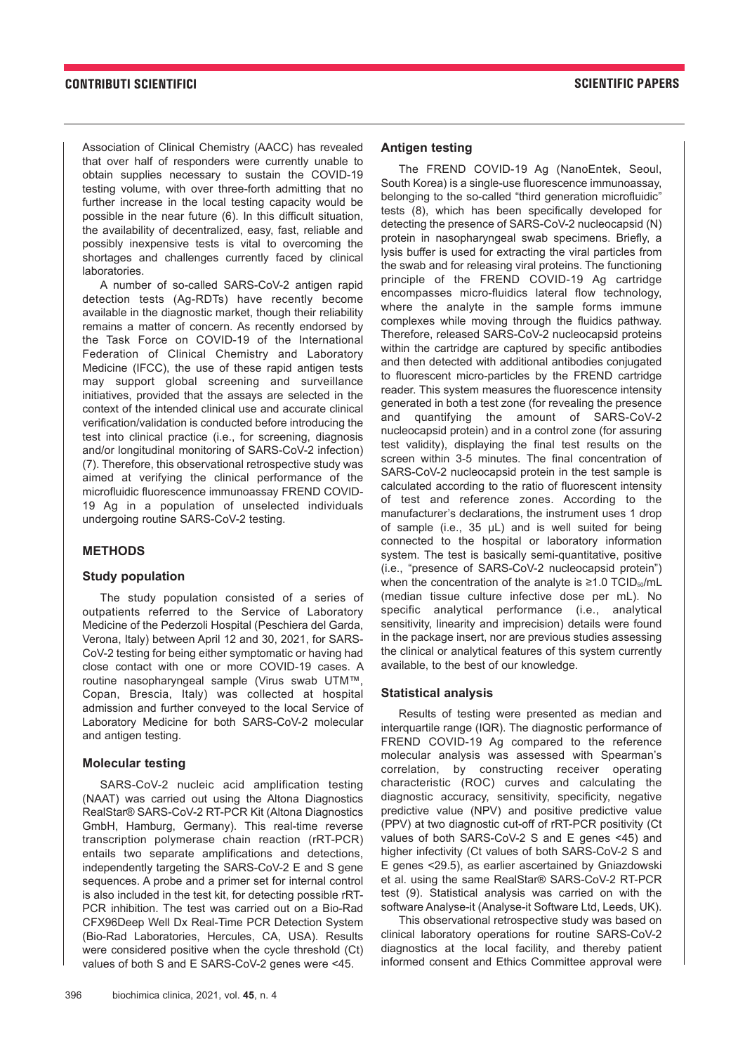Association of Clinical Chemistry (AACC) has revealed that over half of responders were currently unable to obtain supplies necessary to sustain the COVID-19 testing volume, with over three-forth admitting that no further increase in the local testing capacity would be possible in the near future (6). In this difficult situation, the availability of decentralized, easy, fast, reliable and possibly inexpensive tests is vital to overcoming the shortages and challenges currently faced by clinical laboratories.

A number of so-called SARS-CoV-2 antigen rapid detection tests (Ag-RDTs) have recently become available in the diagnostic market, though their reliability remains a matter of concern. As recently endorsed by the Task Force on COVID-19 of the International Federation of Clinical Chemistry and Laboratory Medicine (IFCC), the use of these rapid antigen tests may support global screening and surveillance initiatives, provided that the assays are selected in the context of the intended clinical use and accurate clinical verification/validation is conducted before introducing the test into clinical practice (i.e., for screening, diagnosis and/or longitudinal monitoring of SARS-CoV-2 infection) (7). Therefore, this observational retrospective study was aimed at verifying the clinical performance of the microfluidic fluorescence immunoassay FREND COVID-19 Ag in a population of unselected individuals undergoing routine SARS-CoV-2 testing.

## METHODS

### Study population

The study population consisted of a series of outpatients referred to the Service of Laboratory Medicine of the Pederzoli Hospital (Peschiera del Garda, Verona, Italy) between April 12 and 30, 2021, for SARS-CoV-2 testing for being either symptomatic or having had close contact with one or more COVID-19 cases. A routine nasopharyngeal sample (Virus swab UTM™, Copan, Brescia, Italy) was collected at hospital admission and further conveyed to the local Service of Laboratory Medicine for both SARS-CoV-2 molecular and antigen testing.

### Molecular testing

SARS-CoV-2 nucleic acid amplification testing (NAAT) was carried out using the Altona Diagnostics RealStar® SARS-CoV-2 RT-PCR Kit (Altona Diagnostics GmbH, Hamburg, Germany). This real-time reverse transcription polymerase chain reaction (rRT-PCR) entails two separate amplifications and detections, independently targeting the SARS-CoV-2 E and S gene sequences. A probe and a primer set for internal control is also included in the test kit, for detecting possible rRT-PCR inhibition. The test was carried out on a Bio-Rad CFX96Deep Well Dx Real-Time PCR Detection System (Bio-Rad Laboratories, Hercules, CA, USA). Results were considered positive when the cycle threshold (Ct) values of both S and E SARS-CoV-2 genes were <45.

### Antigen testing

The FREND COVID-19 Ag (NanoEntek, Seoul, South Korea) is a single-use fluorescence immunoassay, belonging to the so-called "third generation microfluidic" tests (8), which has been specifically developed for detecting the presence of SARS-CoV-2 nucleocapsid (N) protein in nasopharyngeal swab specimens. Briefly, a lysis buffer is used for extracting the viral particles from the swab and for releasing viral proteins. The functioning principle of the FREND COVID-19 Ag cartridge encompasses micro-fluidics lateral flow technology, where the analyte in the sample forms immune complexes while moving through the fluidics pathway. Therefore, released SARS-CoV-2 nucleocapsid proteins within the cartridge are captured by specific antibodies and then detected with additional antibodies conjugated to fluorescent micro-particles by the FREND cartridge reader. This system measures the fluorescence intensity generated in both a test zone (for revealing the presence and quantifying the amount of SARS-CoV-2 nucleocapsid protein) and in a control zone (for assuring test validity), displaying the final test results on the screen within 3-5 minutes. The final concentration of SARS-CoV-2 nucleocapsid protein in the test sample is calculated according to the ratio of fluorescent intensity of test and reference zones. According to the manufacturer's declarations, the instrument uses 1 drop of sample (i.e., 35 μL) and is well suited for being connected to the hospital or laboratory information system. The test is basically semi-quantitative, positive (i.e., "presence of SARS-CoV-2 nucleocapsid protein") when the concentration of the analyte is ≥1.0 $TCID_{50}$/mL (median tissue culture infective dose per mL). No specific analytical performance (i.e., analytical sensitivity, linearity and imprecision) details were found in the package insert, nor are previous studies assessing the clinical or analytical features of this system currently available, to the best of our knowledge.

### Statistical analysis

Results of testing were presented as median and interquartile range (IQR). The diagnostic performance of FREND COVID-19 Ag compared to the reference molecular analysis was assessed with Spearman's correlation, by constructing receiver operating characteristic (ROC) curves and calculating the diagnostic accuracy, sensitivity, specificity, negative predictive value (NPV) and positive predictive value (PPV) at two diagnostic cut-off of rRT-PCR positivity (Ct values of both SARS-CoV-2 S and E genes <45) and higher infectivity (Ct values of both SARS-CoV-2 S and E genes <29.5), as earlier ascertained by Gniazdowski et al. using the same RealStar® SARS-CoV-2 RT-PCR test (9). Statistical analysis was carried on with the software Analyse-it (Analyse-it Software Ltd, Leeds, UK).

This observational retrospective study was based on clinical laboratory operations for routine SARS-CoV-2 diagnostics at the local facility, and thereby patient informed consent and Ethics Committee approval were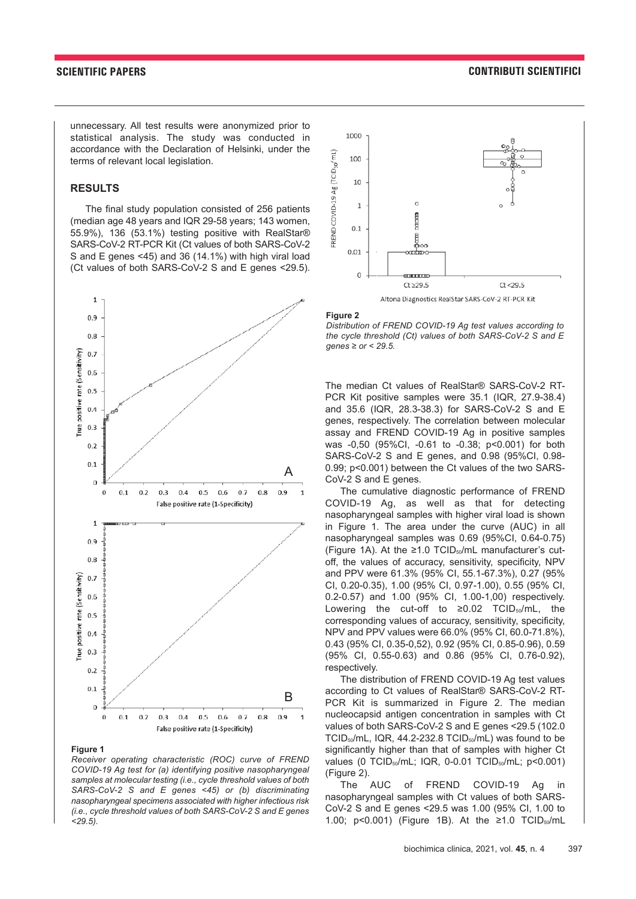unnecessary. All test results were anonymized prior to statistical analysis. The study was conducted in accordance with the Declaration of Helsinki, under the terms of relevant local legislation.

## RESULTS

The final study population consisted of 256 patients (median age 48 years and IQR 29-58 years; 143 women, 55.9%), 136 (53.1%) testing positive with RealStar® SARS-CoV-2 RT-PCR Kit (Ct values of both SARS-CoV-2 S and E genes <45) and 36 (14.1%) with high viral load (Ct values of both SARS-CoV-2 S and E genes <29.5).

**Figure 1**

*Receiver operating characteristic (ROC) curve of FREND COVID-19 Ag test for (a) identifying positive nasopharyngeal samples at molecular testing (i.e., cycle threshold values of both SARS-CoV-2 S and E genes <45) or (b) discriminating nasopharyngeal specimens associated with higher infectious risk (i.e., cycle threshold values of both SARS-CoV-2 S and E genes <29.5).*

**Figure 2**

*Distribution of FREND COVID-19 Ag test values according to the cycle threshold (Ct) values of both SARS-CoV-2 S and E genes ≥ or < 29.5.*

The median Ct values of RealStar® SARS-CoV-2 RT-PCR Kit positive samples were 35.1 (IQR, 27.9-38.4) and 35.6 (IQR, 28.3-38.3) for SARS-CoV-2 S and E genes, respectively. The correlation between molecular assay and FREND COVID-19 Ag in positive samples was -0,50 (95%CI, -0.61 to -0.38; p<0.001) for both SARS-CoV-2 S and E genes, and 0.98 (95%CI, 0.98-0.99; p<0.001) between the Ct values of the two SARS-CoV-2 S and E genes.

The cumulative diagnostic performance of FREND COVID-19 Ag, as well as that for detecting nasopharyngeal samples with higher viral load is shown in Figure 1. The area under the curve (AUC) in all nasopharyngeal samples was 0.69 (95%CI, 0.64-0.75) (Figure 1A). At the ≥1.0 $TCID_{50}$/mL manufacturer's cut-off, the values of accuracy, sensitivity, specificity, NPV and PPV were 61.3% (95% CI, 55.1-67.3%), 0.27 (95% CI, 0.20-0.35), 1.00 (95% CI, 0.97-1.00), 0.55 (95% CI, 0.2-0.57) and 1.00 (95% CI, 1.00-1,00) respectively. Lowering the cut-off to ≥0.02 $TCID_{50}$/mL, the corresponding values of accuracy, sensitivity, specificity, NPV and PPV values were 66.0% (95% CI, 60.0-71.8%), 0.43 (95% CI, 0.35-0,52), 0.92 (95% CI, 0.85-0.96), 0.59 (95% CI, 0.55-0.63) and 0.86 (95% CI, 0.76-0.92), respectively.

The distribution of FREND COVID-19 Ag test values according to Ct values of RealStar® SARS-CoV-2 RT-PCR Kit is summarized in Figure 2. The median nucleocapsid antigen concentration in samples with Ct values of both SARS-CoV-2 S and E genes <29.5 (102.0 $TCID_{50}$/mL, IQR, 44.2-232.8 $TCID_{50}$/mL) was found to be significantly higher than that of samples with higher Ct values (0 $TCID_{50}$/mL; IQR, 0-0.01 $TCID_{50}$/mL; p<0.001) (Figure 2).

The AUC of FREND COVID-19 Ag in nasopharyngeal samples with Ct values of both SARS-CoV-2 S and E genes <29.5 was 1.00 (95% CI, 1.00 to 1.00; p<0.001) (Figure 1B). At the ≥1.0 $TCID_{50}$/mL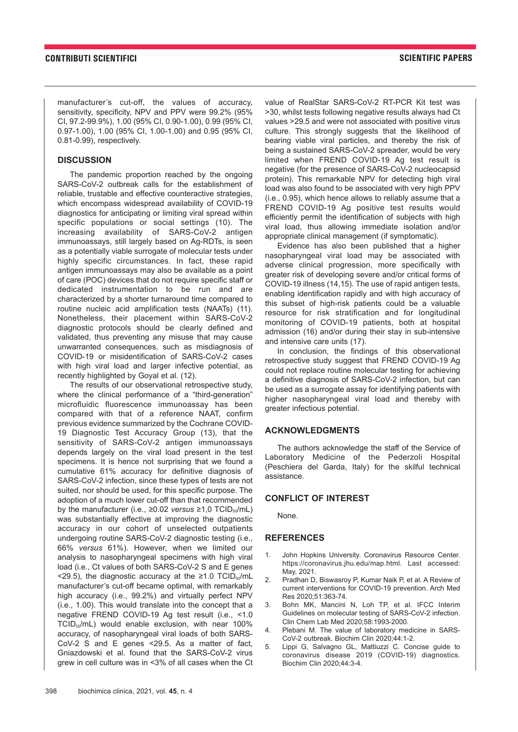manufacturer's cut-off, the values of accuracy, sensitivity, specificity, NPV and PPV were 99.2% (95% CI, 97.2-99.9%), 1.00 (95% CI, 0.90-1.00), 0.99 (95% CI, 0.97-1.00), 1.00 (95% CI, 1.00-1.00) and 0.95 (95% CI, 0.81-0.99), respectively.

## DISCUSSION

The pandemic proportion reached by the ongoing SARS-CoV-2 outbreak calls for the establishment of reliable, trustable and effective counteractive strategies, which encompass widespread availability of COVID-19 diagnostics for anticipating or limiting viral spread within specific populations or social settings (10). The increasing availability of SARS-CoV-2 antigen immunoassays, still largely based on Ag-RDTs, is seen as a potentially viable surrogate of molecular tests under highly specific circumstances. In fact, these rapid antigen immunoassays may also be available as a point of care (POC) devices that do not require specific staff or dedicated instrumentation to be run and are characterized by a shorter turnaround time compared to routine nucleic acid amplification tests (NAATs) (11). Nonetheless, their placement within SARS-CoV-2 diagnostic protocols should be clearly defined and validated, thus preventing any misuse that may cause unwarranted consequences, such as misdiagnosis of COVID-19 or misidentification of SARS-CoV-2 cases with high viral load and larger infective potential, as recently highlighted by Goyal et al. (12).

The results of our observational retrospective study, where the clinical performance of a "third-generation" microfluidic fluorescence immunoassay has been compared with that of a reference NAAT, confirm previous evidence summarized by the Cochrane COVID-19 Diagnostic Test Accuracy Group (13), that the sensitivity of SARS-CoV-2 antigen immunoassays depends largely on the viral load present in the test specimens. It is hence not surprising that we found a cumulative 61% accuracy for definitive diagnosis of SARS-CoV-2 infection, since these types of tests are not suited, nor should be used, for this specific purpose. The adoption of a much lower cut-off than that recommended by the manufacturer (i.e., ≥0.02 *versus* ≥1,0 $TCID_{50}$/mL) was substantially effective at improving the diagnostic accuracy in our cohort of unselected outpatients undergoing routine SARS-CoV-2 diagnostic testing (i.e., 66% *versus* 61%). However, when we limited our analysis to nasopharyngeal specimens with high viral load (i.e., Ct values of both SARS-CoV-2 S and E genes <29.5), the diagnostic accuracy at the ≥1.0 $TCID_{50}$/mL manufacturer's cut-off became optimal, with remarkably high accuracy (i.e., 99.2%) and virtually perfect NPV (i.e., 1.00). This would translate into the concept that a negative FREND COVID-19 Ag test result (i.e., <1.0 $TCID_{50}$/mL) would enable exclusion, with near 100% accuracy, of nasopharyngeal viral loads of both SARS-CoV-2 S and E genes <29.5. As a matter of fact, Gniazdowski et al. found that the SARS-CoV-2 virus grew in cell culture was in <3% of all cases when the Ct value of RealStar SARS-CoV-2 RT-PCR Kit test was >30, whilst tests following negative results always had Ct values >29.5 and were not associated with positive virus culture. This strongly suggests that the likelihood of bearing viable viral particles, and thereby the risk of being a sustained SARS-CoV-2 spreader, would be very limited when FREND COVID-19 Ag test result is negative (for the presence of SARS-CoV-2 nucleocapsid protein). This remarkable NPV for detecting high viral load was also found to be associated with very high PPV (i.e., 0.95), which hence allows to reliably assume that a FREND COVID-19 Ag positive test results would efficiently permit the identification of subjects with high viral load, thus allowing immediate isolation and/or appropriate clinical management (if symptomatic).

Evidence has also been published that a higher nasopharyngeal viral load may be associated with adverse clinical progression, more specifically with greater risk of developing severe and/or critical forms of COVID-19 illness (14,15). The use of rapid antigen tests, enabling identification rapidly and with high accuracy of this subset of high-risk patients could be a valuable resource for risk stratification and for longitudinal monitoring of COVID-19 patients, both at hospital admission (16) and/or during their stay in sub-intensive and intensive care units (17).

In conclusion, the findings of this observational retrospective study suggest that FREND COVID-19 Ag could not replace routine molecular testing for achieving a definitive diagnosis of SARS-CoV-2 infection, but can be used as a surrogate assay for identifying patients with higher nasopharyngeal viral load and thereby with greater infectious potential.

## ACKNOWLEDGMENTS

The authors acknowledge the staff of the Service of Laboratory Medicine of the Pederzoli Hospital (Peschiera del Garda, Italy) for the skilful technical assistance.

## CONFLICT OF INTEREST

None.

## REFERENCES

1. John Hopkins University. Coronavirus Resource Center. https://coronavirus.jhu.edu/map.html. Last accessed: May, 2021.
2. Pradhan D, Biswasroy P, Kumar Naik P, et al. A Review of current interventions for COVID-19 prevention. Arch Med Res 2020;51:363-74.
3. Bohn MK, Mancini N, Loh TP, et al. IFCC Interim Guidelines on molecular testing of SARS-CoV-2 infection. Clin Chem Lab Med 2020;58:1993-2000.
4. Plebani M. The value of laboratory medicine in SARS-CoV-2 outbreak. Biochim Clin 2020;44:1-2.
5. Lippi G, Salvagno GL, Mattiuzzi C. Concise guide to coronavirus disease 2019 (COVID-19) diagnostics. Biochim Clin 2020;44:3-4.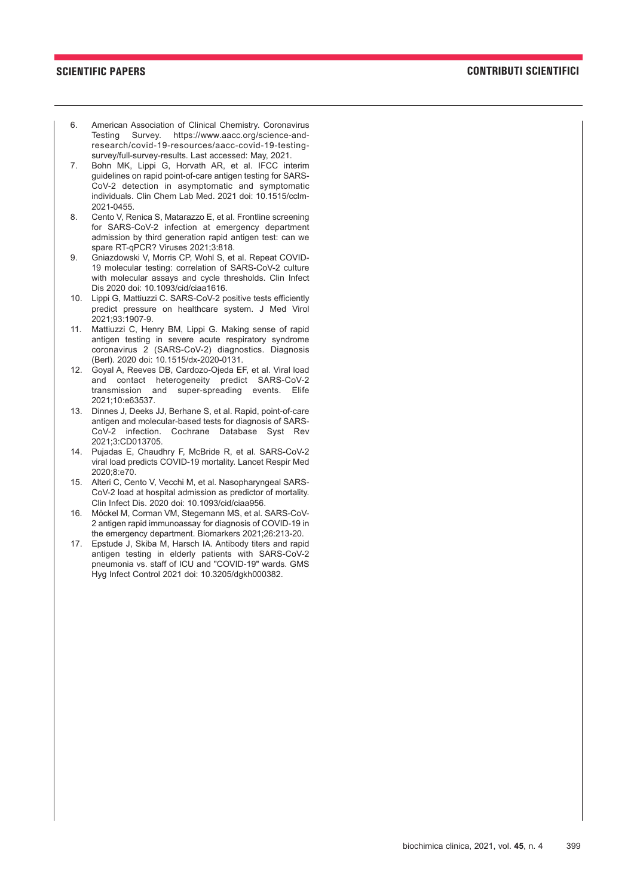6. American Association of Clinical Chemistry. Coronavirus Testing Survey. https://www.aacc.org/science-and-research/covid-19-resources/aacc-covid-19-testing-survey/full-survey-results. Last accessed: May, 2021.
7. Bohn MK, Lippi G, Horvath AR, et al. IFCC interim guidelines on rapid point-of-care antigen testing for SARS-CoV-2 detection in asymptomatic and symptomatic individuals. Clin Chem Lab Med. 2021 doi: 10.1515/cclm-2021-0455.
8. Cento V, Renica S, Matarazzo E, et al. Frontline screening for SARS-CoV-2 infection at emergency department admission by third generation rapid antigen test: can we spare RT-qPCR? Viruses 2021;3:818.
9. Gniazdowski V, Morris CP, Wohl S, et al. Repeat COVID-19 molecular testing: correlation of SARS-CoV-2 culture with molecular assays and cycle thresholds. Clin Infect Dis 2020 doi: 10.1093/cid/ciaa1616.
10. Lippi G, Mattiuzzi C. SARS-CoV-2 positive tests efficiently predict pressure on healthcare system. J Med Virol 2021;93:1907-9.
11. Mattiuzzi C, Henry BM, Lippi G. Making sense of rapid antigen testing in severe acute respiratory syndrome coronavirus 2 (SARS-CoV-2) diagnostics. Diagnosis (Berl). 2020 doi: 10.1515/dx-2020-0131.
12. Goyal A, Reeves DB, Cardozo-Ojeda EF, et al. Viral load and contact heterogeneity predict SARS-CoV-2 transmission and super-spreading events. Elife 2021;10:e63537.
13. Dinnes J, Deeks JJ, Berhane S, et al. Rapid, point-of-care antigen and molecular-based tests for diagnosis of SARS-CoV-2 infection. Cochrane Database Syst Rev 2021;3:CD013705.
14. Pujadas E, Chaudhry F, McBride R, et al. SARS-CoV-2 viral load predicts COVID-19 mortality. Lancet Respir Med 2020;8:e70.
15. Alteri C, Cento V, Vecchi M, et al. Nasopharyngeal SARS-CoV-2 load at hospital admission as predictor of mortality. Clin Infect Dis. 2020 doi: 10.1093/cid/ciaa956.
16. Möckel M, Corman VM, Stegemann MS, et al. SARS-CoV-2 antigen rapid immunoassay for diagnosis of COVID-19 in the emergency department. Biomarkers 2021;26:213-20.
17. Epstude J, Skiba M, Harsch IA. Antibody titers and rapid antigen testing in elderly patients with SARS-CoV-2 pneumonia vs. staff of ICU and "COVID-19" wards. GMS Hyg Infect Control 2021 doi: 10.3205/dgkh000382.